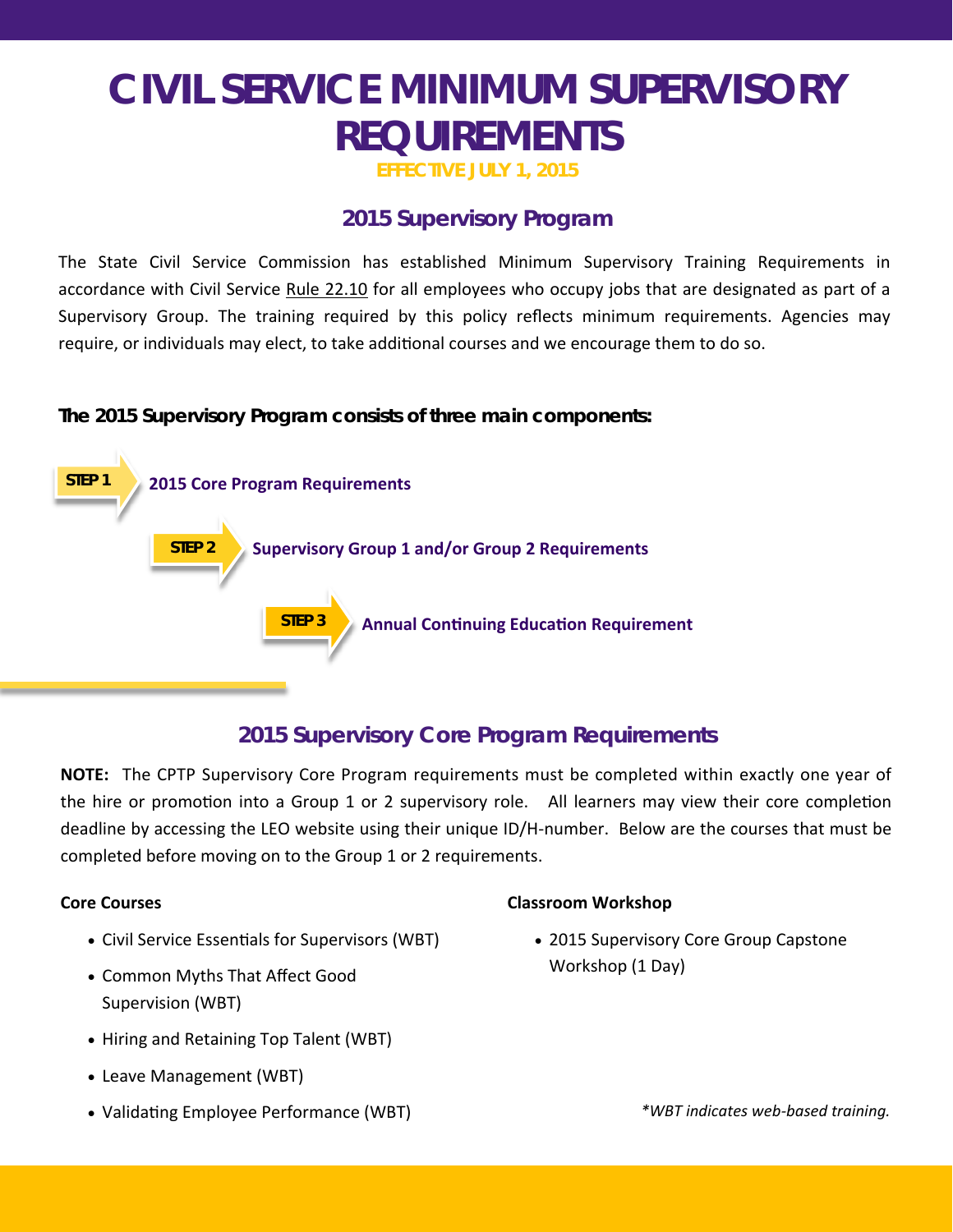# CIVIL SERVICE MINIMUM SUPERVISORY REQUIREMENTS

**EFFECTIVE JULY 1, 2015**

## 2015 Supervisory Program

The State Civil Service Commission has established Minimum Supervisory Training Requirements in accordance with Civil Service Rule 22.10 for all employees who occupy jobs that are designated as part of a Supervisory Group. The training required by this policy reflects minimum requirements. Agencies may require, or individuals may elect, to take additional courses and we encourage them to do so.

**The 2015 Supervisory Program consists of three main components:**

- **STEP 1** — 2015 Core Program Requirements
- **STEP 2** — Supervisory Group 1 and/or Group 2 Requirements
- **STEP 3** — Annual Continuing Education Requirement

## 2015 Supervisory Core Program Requirements

**NOTE:** The CPTP Supervisory Core Program requirements must be completed within exactly one year of the hire or promotion into a Group 1 or 2 supervisory role. All learners may view their core completion deadline by accessing the LEO website using their unique ID/H-number. Below are the courses that must be completed before moving on to the Group 1 or 2 requirements.

**Core Courses**

- Civil Service Essentials for Supervisors (WBT)
- Common Myths That Affect Good Supervision (WBT)
- Hiring and Retaining Top Talent (WBT)
- Leave Management (WBT)
- Validating Employee Performance (WBT)

**Classroom Workshop**

- 2015 Supervisory Core Group Capstone Workshop (1 Day)

*\*WBT indicates web-based training.*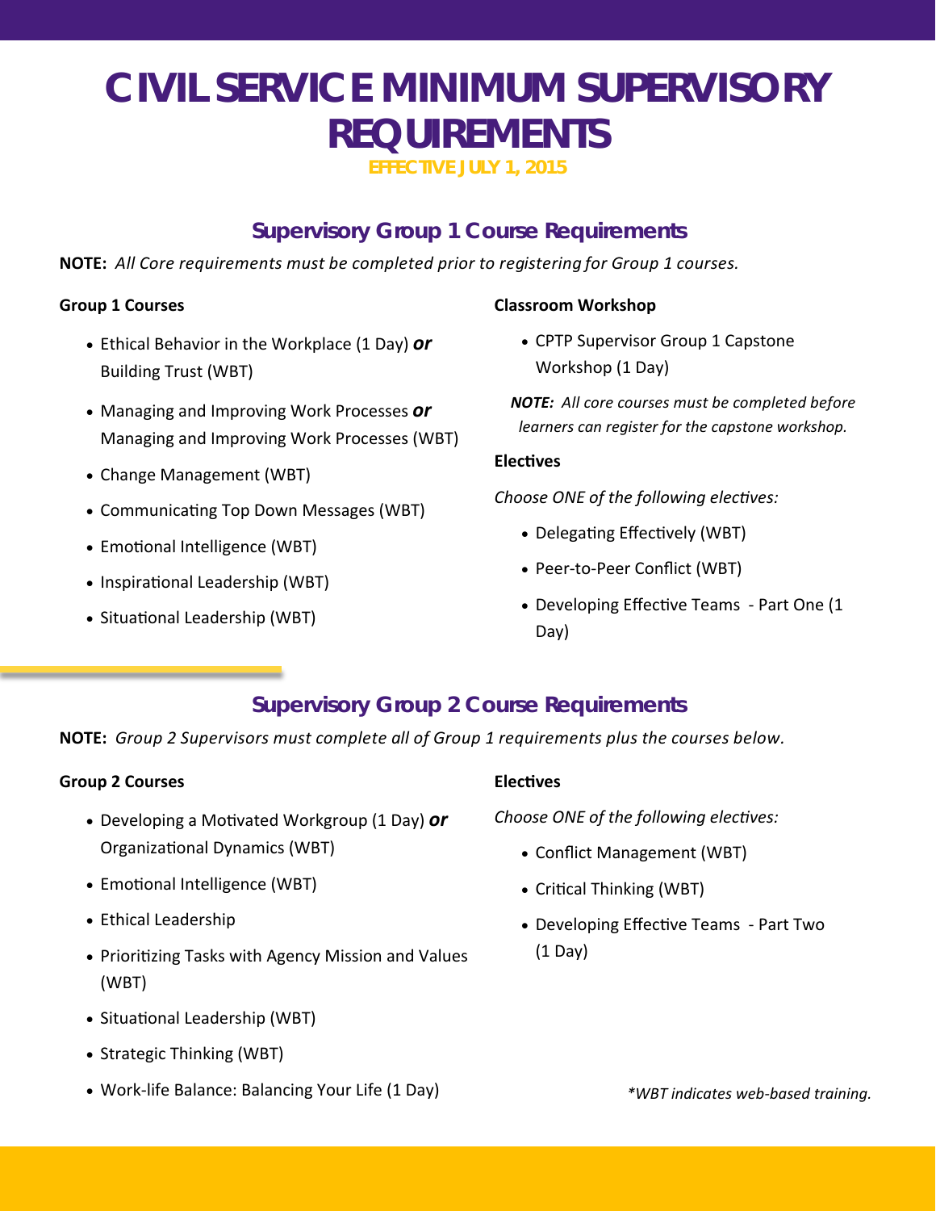# CIVIL SERVICE MINIMUM SUPERVISORY REQUIREMENTS

**EFFECTIVE JULY 1, 2015**

## Supervisory Group 1 Course Requirements

**NOTE:** *All Core requirements must be completed prior to registering for Group 1 courses.*

### Group 1 Courses

- Ethical Behavior in the Workplace (1 Day) ***or*** Building Trust (WBT)
- Managing and Improving Work Processes ***or*** Managing and Improving Work Processes (WBT)
- Change Management (WBT)
- Communicating Top Down Messages (WBT)
- Emotional Intelligence (WBT)
- Inspirational Leadership (WBT)
- Situational Leadership (WBT)

### Classroom Workshop

- CPTP Supervisor Group 1 Capstone Workshop (1 Day)

***NOTE:*** *All core courses must be completed before learners can register for the capstone workshop.*

### Electives

*Choose ONE of the following electives:*

- Delegating Effectively (WBT)
- Peer-to-Peer Conflict (WBT)
- Developing Effective Teams - Part One (1 Day)

## Supervisory Group 2 Course Requirements

**NOTE:** *Group 2 Supervisors must complete all of Group 1 requirements plus the courses below.*

### Group 2 Courses

- Developing a Motivated Workgroup (1 Day) ***or*** Organizational Dynamics (WBT)
- Emotional Intelligence (WBT)
- Ethical Leadership
- Prioritizing Tasks with Agency Mission and Values (WBT)
- Situational Leadership (WBT)
- Strategic Thinking (WBT)
- Work-life Balance: Balancing Your Life (1 Day)

### Electives

*Choose ONE of the following electives:*

- Conflict Management (WBT)
- Critical Thinking (WBT)
- Developing Effective Teams - Part Two (1 Day)

*\*WBT indicates web-based training.*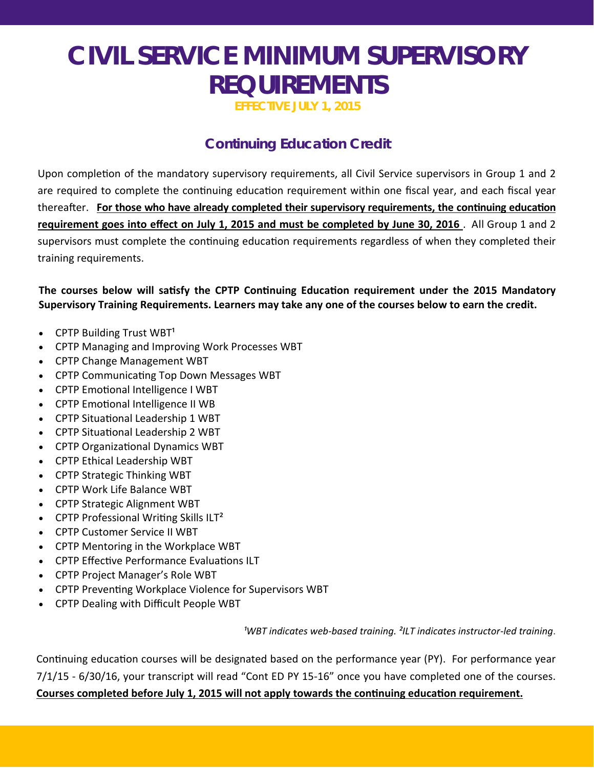# CIVIL SERVICE MINIMUM SUPERVISORY REQUIREMENTS

**EFFECTIVE JULY 1, 2015**

## Continuing Education Credit

Upon completion of the mandatory supervisory requirements, all Civil Service supervisors in Group 1 and 2 are required to complete the continuing education requirement within one fiscal year, and each fiscal year thereafter. **<u>For those who have already completed their supervisory requirements, the continuing education requirement goes into effect on July 1, 2015 and must be completed by June 30, 2016</u>**. All Group 1 and 2 supervisors must complete the continuing education requirements regardless of when they completed their training requirements.

**The courses below will satisfy the CPTP Continuing Education requirement under the 2015 Mandatory Supervisory Training Requirements. Learners may take any one of the courses below to earn the credit.**

- CPTP Building Trust WBT[1]
- CPTP Managing and Improving Work Processes WBT
- CPTP Change Management WBT
- CPTP Communicating Top Down Messages WBT
- CPTP Emotional Intelligence I WBT
- CPTP Emotional Intelligence II WB
- CPTP Situational Leadership 1 WBT
- CPTP Situational Leadership 2 WBT
- CPTP Organizational Dynamics WBT
- CPTP Ethical Leadership WBT
- CPTP Strategic Thinking WBT
- CPTP Work Life Balance WBT
- CPTP Strategic Alignment WBT
- CPTP Professional Writing Skills ILT[2]
- CPTP Customer Service II WBT
- CPTP Mentoring in the Workplace WBT
- CPTP Effective Performance Evaluations ILT
- CPTP Project Manager's Role WBT
- CPTP Preventing Workplace Violence for Supervisors WBT
- CPTP Dealing with Difficult People WBT

*[1]WBT indicates web-based training. [2]ILT indicates instructor-led training.*

Continuing education courses will be designated based on the performance year (PY). For performance year 7/1/15 - 6/30/16, your transcript will read "Cont ED PY 15-16" once you have completed one of the courses. **<u>Courses completed before July 1, 2015 will not apply towards the continuing education requirement.</u>**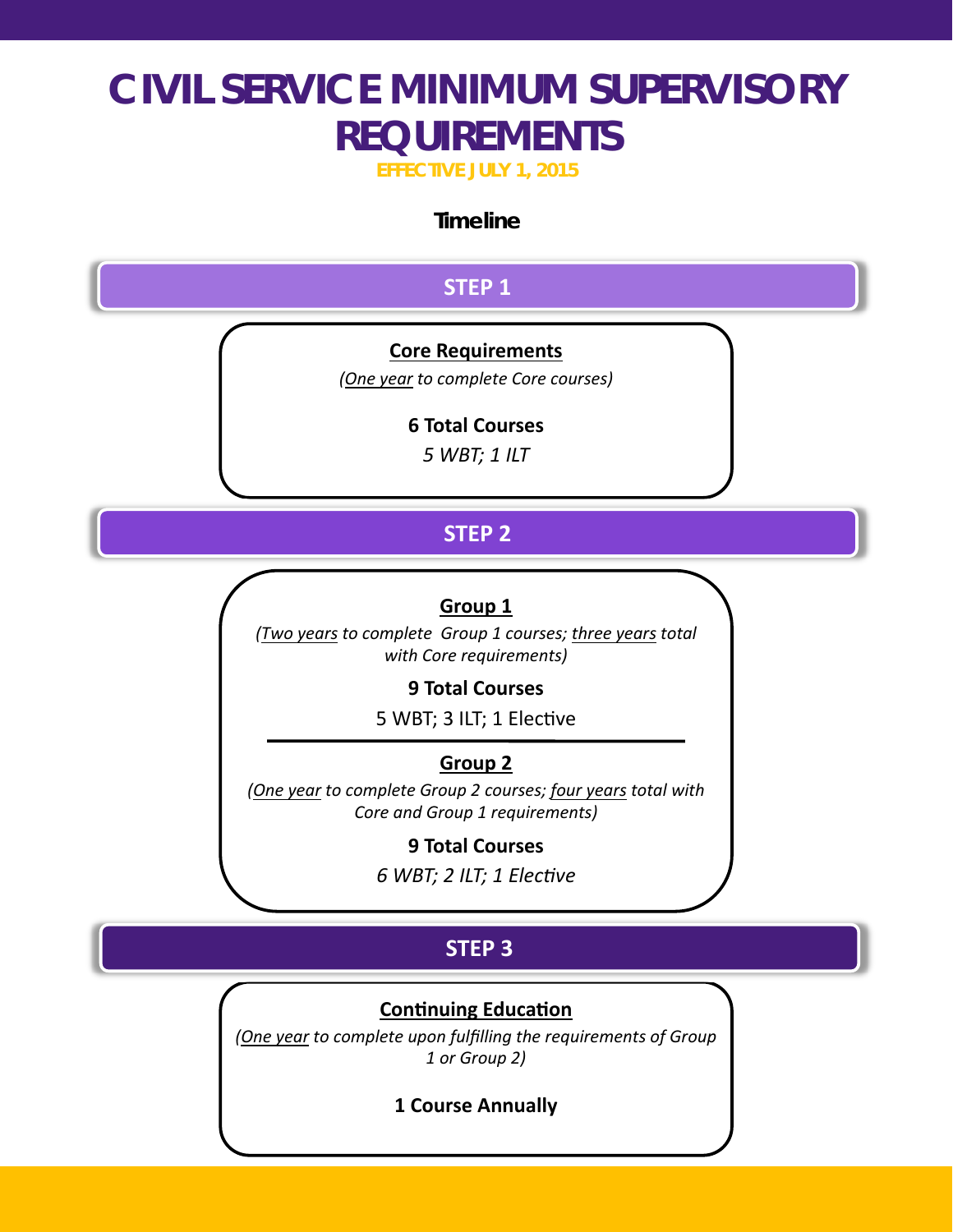# CIVIL SERVICE MINIMUM SUPERVISORY REQUIREMENTS

**EFFECTIVE JULY 1, 2015**

**Timeline**

## STEP 1

**Core Requirements**

*(One year to complete Core courses)*

**6 Total Courses**

*5 WBT; 1 ILT*

## STEP 2

**Group 1**

*(Two years to complete Group 1 courses; three years total with Core requirements)*

**9 Total Courses**

5 WBT; 3 ILT; 1 Elective

---

**Group 2**

*(One year to complete Group 2 courses; four years total with Core and Group 1 requirements)*

**9 Total Courses**

*6 WBT; 2 ILT; 1 Elective*

## STEP 3

**Continuing Education**

*(One year to complete upon fulfilling the requirements of Group 1 or Group 2)*

**1 Course Annually**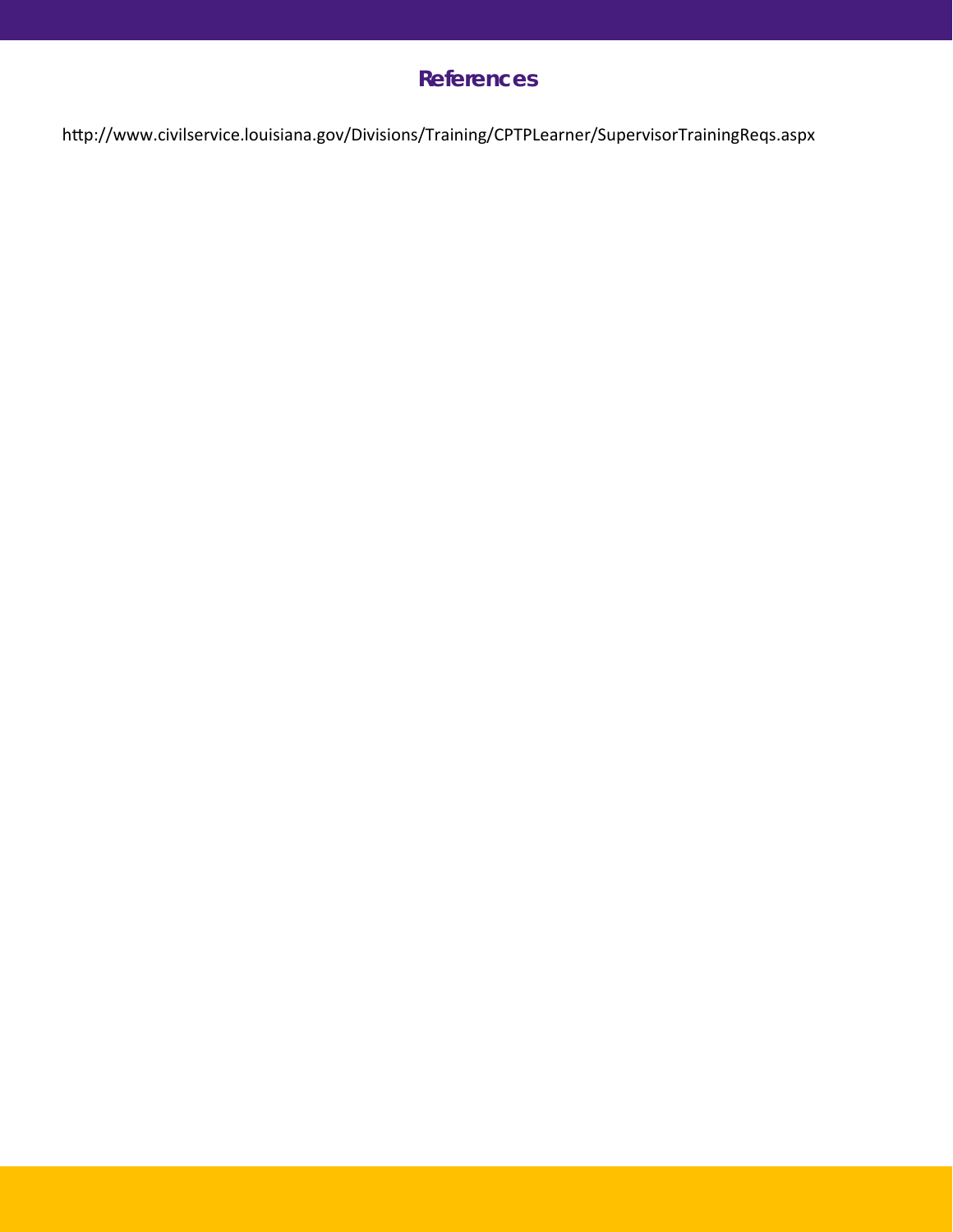## References

http://www.civilservice.louisiana.gov/Divisions/Training/CPTPLearner/SupervisorTrainingReqs.aspx